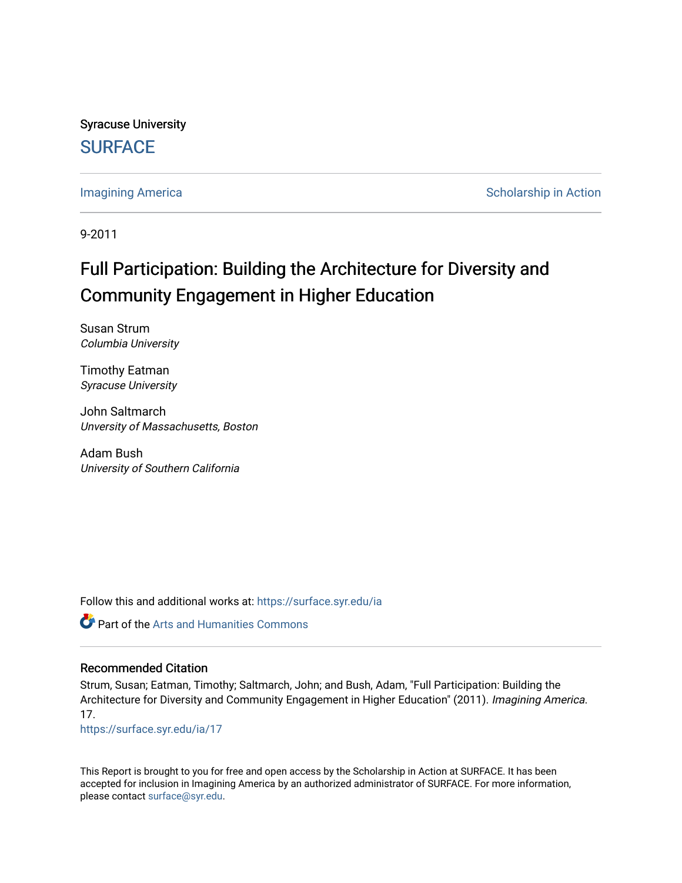Syracuse University

SURFACE

Imagining America

Scholarship in Action

9-2011

# Full Participation: Building the Architecture for Diversity and Community Engagement in Higher Education

Susan Strum
*Columbia University*

Timothy Eatman
*Syracuse University*

John Saltmarch
*Unversity of Massachusetts, Boston*

Adam Bush
*University of Southern California*

Follow this and additional works at: https://surface.syr.edu/ia

Part of the Arts and Humanities Commons

## Recommended Citation

Strum, Susan; Eatman, Timothy; Saltmarch, John; and Bush, Adam, "Full Participation: Building the Architecture for Diversity and Community Engagement in Higher Education" (2011). *Imagining America*. 17.
https://surface.syr.edu/ia/17

This Report is brought to you for free and open access by the Scholarship in Action at SURFACE. It has been accepted for inclusion in Imagining America by an authorized administrator of SURFACE. For more information, please contact surface@syr.edu.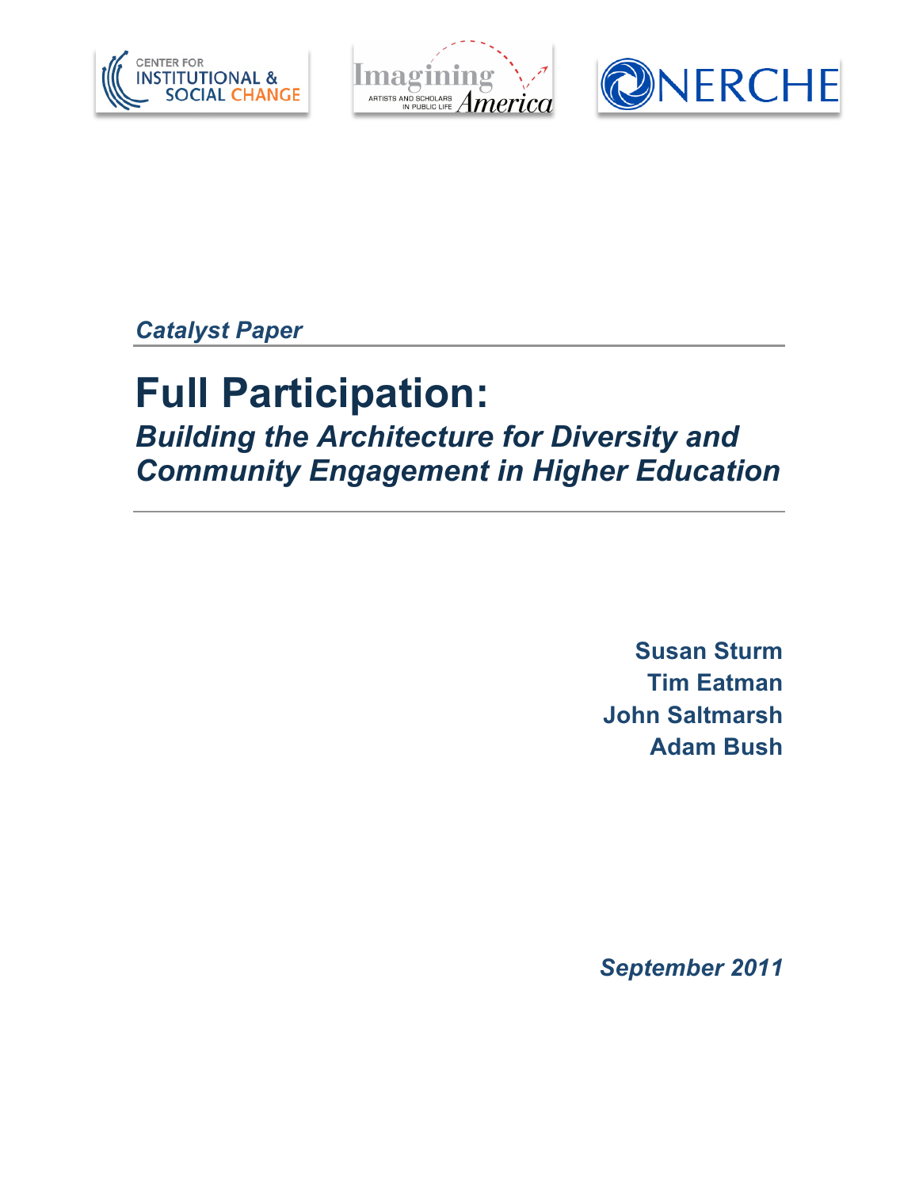*Catalyst Paper*

# Full Participation:

## *Building the Architecture for Diversity and Community Engagement in Higher Education*

**Susan Sturm**
**Tim Eatman**
**John Saltmarsh**
**Adam Bush**

***September 2011***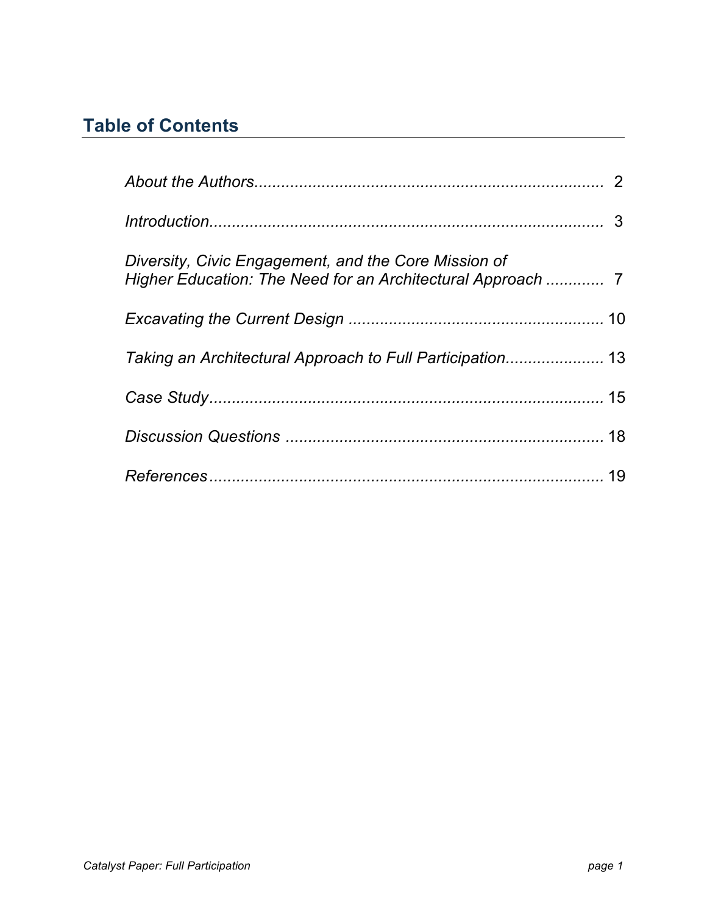## Table of Contents

| | |
|---|---|
| *About the Authors* | 2 |
| *Introduction* | 3 |
| *Diversity, Civic Engagement, and the Core Mission of Higher Education: The Need for an Architectural Approach* | 7 |
| *Excavating the Current Design* | 10 |
| *Taking an Architectural Approach to Full Participation* | 13 |
| *Case Study* | 15 |
| *Discussion Questions* | 18 |
| *References* | 19 |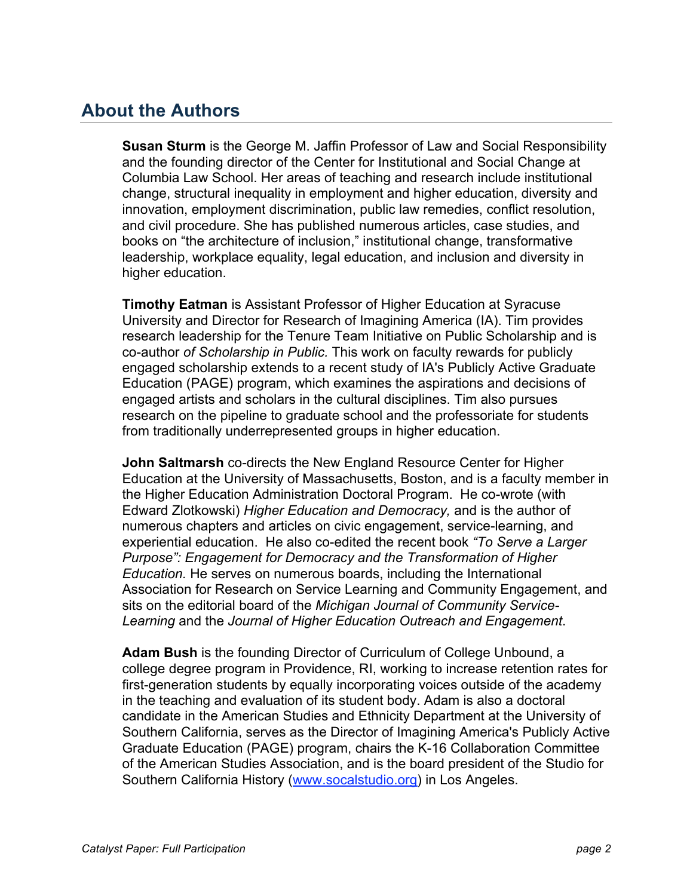## About the Authors

**Susan Sturm** is the George M. Jaffin Professor of Law and Social Responsibility and the founding director of the Center for Institutional and Social Change at Columbia Law School. Her areas of teaching and research include institutional change, structural inequality in employment and higher education, diversity and innovation, employment discrimination, public law remedies, conflict resolution, and civil procedure. She has published numerous articles, case studies, and books on "the architecture of inclusion," institutional change, transformative leadership, workplace equality, legal education, and inclusion and diversity in higher education.

**Timothy Eatman** is Assistant Professor of Higher Education at Syracuse University and Director for Research of Imagining America (IA). Tim provides research leadership for the Tenure Team Initiative on Public Scholarship and is co-author *of Scholarship in Public.* This work on faculty rewards for publicly engaged scholarship extends to a recent study of IA's Publicly Active Graduate Education (PAGE) program, which examines the aspirations and decisions of engaged artists and scholars in the cultural disciplines. Tim also pursues research on the pipeline to graduate school and the professoriate for students from traditionally underrepresented groups in higher education.

**John Saltmarsh** co-directs the New England Resource Center for Higher Education at the University of Massachusetts, Boston, and is a faculty member in the Higher Education Administration Doctoral Program. He co-wrote (with Edward Zlotkowski) *Higher Education and Democracy,* and is the author of numerous chapters and articles on civic engagement, service-learning, and experiential education. He also co-edited the recent book *"To Serve a Larger Purpose": Engagement for Democracy and the Transformation of Higher Education.* He serves on numerous boards, including the International Association for Research on Service Learning and Community Engagement, and sits on the editorial board of the *Michigan Journal of Community Service-Learning* and the *Journal of Higher Education Outreach and Engagement*.

**Adam Bush** is the founding Director of Curriculum of College Unbound, a college degree program in Providence, RI, working to increase retention rates for first-generation students by equally incorporating voices outside of the academy in the teaching and evaluation of its student body. Adam is also a doctoral candidate in the American Studies and Ethnicity Department at the University of Southern California, serves as the Director of Imagining America's Publicly Active Graduate Education (PAGE) program, chairs the K-16 Collaboration Committee of the American Studies Association, and is the board president of the Studio for Southern California History ([www.socalstudio.org](http://www.socalstudio.org)) in Los Angeles.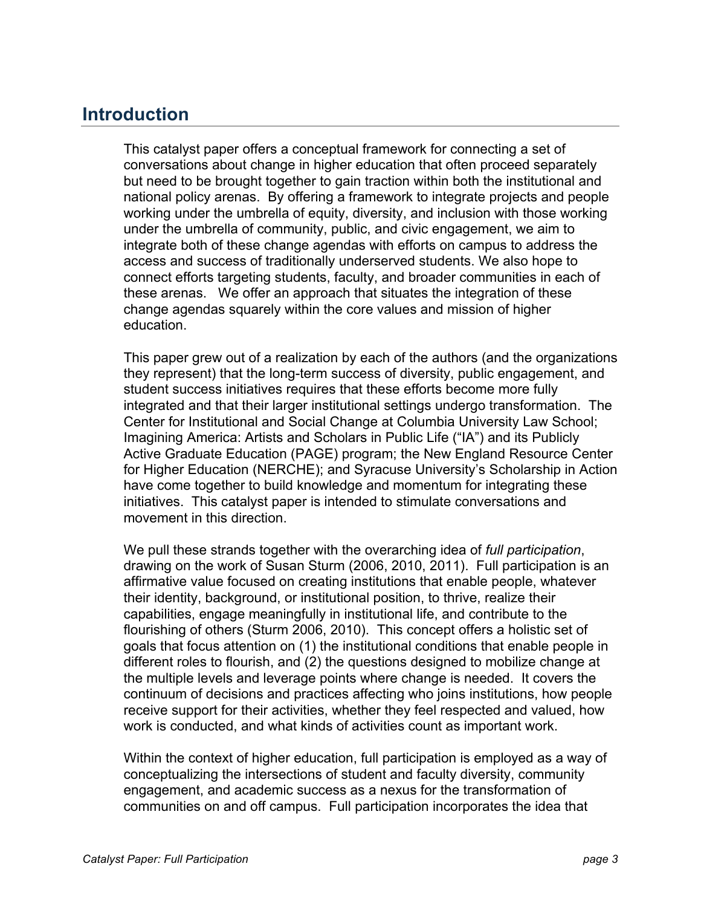## Introduction

This catalyst paper offers a conceptual framework for connecting a set of conversations about change in higher education that often proceed separately but need to be brought together to gain traction within both the institutional and national policy arenas. By offering a framework to integrate projects and people working under the umbrella of equity, diversity, and inclusion with those working under the umbrella of community, public, and civic engagement, we aim to integrate both of these change agendas with efforts on campus to address the access and success of traditionally underserved students. We also hope to connect efforts targeting students, faculty, and broader communities in each of these arenas. We offer an approach that situates the integration of these change agendas squarely within the core values and mission of higher education.

This paper grew out of a realization by each of the authors (and the organizations they represent) that the long-term success of diversity, public engagement, and student success initiatives requires that these efforts become more fully integrated and that their larger institutional settings undergo transformation. The Center for Institutional and Social Change at Columbia University Law School; Imagining America: Artists and Scholars in Public Life ("IA") and its Publicly Active Graduate Education (PAGE) program; the New England Resource Center for Higher Education (NERCHE); and Syracuse University's Scholarship in Action have come together to build knowledge and momentum for integrating these initiatives. This catalyst paper is intended to stimulate conversations and movement in this direction.

We pull these strands together with the overarching idea of *full participation*, drawing on the work of Susan Sturm (2006, 2010, 2011). Full participation is an affirmative value focused on creating institutions that enable people, whatever their identity, background, or institutional position, to thrive, realize their capabilities, engage meaningfully in institutional life, and contribute to the flourishing of others (Sturm 2006, 2010). This concept offers a holistic set of goals that focus attention on (1) the institutional conditions that enable people in different roles to flourish, and (2) the questions designed to mobilize change at the multiple levels and leverage points where change is needed. It covers the continuum of decisions and practices affecting who joins institutions, how people receive support for their activities, whether they feel respected and valued, how work is conducted, and what kinds of activities count as important work.

Within the context of higher education, full participation is employed as a way of conceptualizing the intersections of student and faculty diversity, community engagement, and academic success as a nexus for the transformation of communities on and off campus. Full participation incorporates the idea that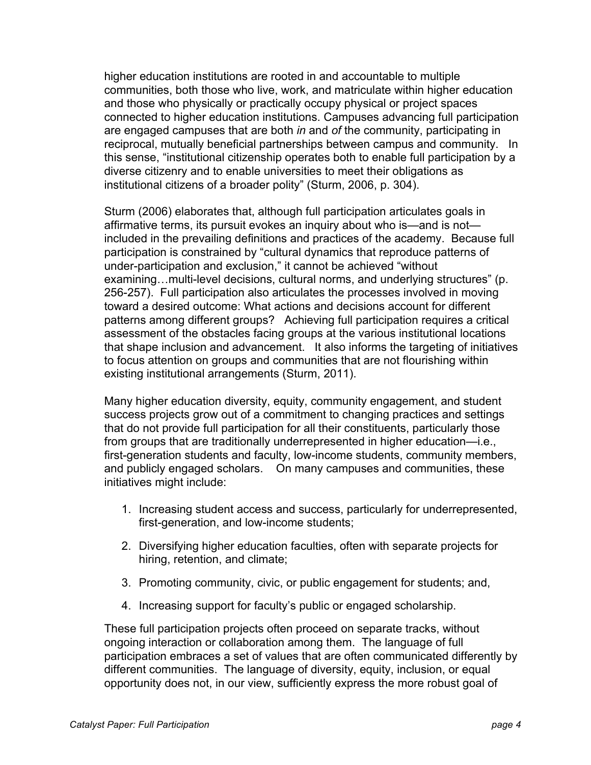higher education institutions are rooted in and accountable to multiple communities, both those who live, work, and matriculate within higher education and those who physically or practically occupy physical or project spaces connected to higher education institutions. Campuses advancing full participation are engaged campuses that are both *in* and *of* the community, participating in reciprocal, mutually beneficial partnerships between campus and community. In this sense, "institutional citizenship operates both to enable full participation by a diverse citizenry and to enable universities to meet their obligations as institutional citizens of a broader polity" (Sturm, 2006, p. 304).

Sturm (2006) elaborates that, although full participation articulates goals in affirmative terms, its pursuit evokes an inquiry about who is—and is not—included in the prevailing definitions and practices of the academy. Because full participation is constrained by "cultural dynamics that reproduce patterns of under-participation and exclusion," it cannot be achieved "without examining…multi-level decisions, cultural norms, and underlying structures" (p. 256-257). Full participation also articulates the processes involved in moving toward a desired outcome: What actions and decisions account for different patterns among different groups? Achieving full participation requires a critical assessment of the obstacles facing groups at the various institutional locations that shape inclusion and advancement. It also informs the targeting of initiatives to focus attention on groups and communities that are not flourishing within existing institutional arrangements (Sturm, 2011).

Many higher education diversity, equity, community engagement, and student success projects grow out of a commitment to changing practices and settings that do not provide full participation for all their constituents, particularly those from groups that are traditionally underrepresented in higher education—i.e., first-generation students and faculty, low-income students, community members, and publicly engaged scholars. On many campuses and communities, these initiatives might include:

1. Increasing student access and success, particularly for underrepresented, first-generation, and low-income students;
2. Diversifying higher education faculties, often with separate projects for hiring, retention, and climate;
3. Promoting community, civic, or public engagement for students; and,
4. Increasing support for faculty's public or engaged scholarship.

These full participation projects often proceed on separate tracks, without ongoing interaction or collaboration among them. The language of full participation embraces a set of values that are often communicated differently by different communities. The language of diversity, equity, inclusion, or equal opportunity does not, in our view, sufficiently express the more robust goal of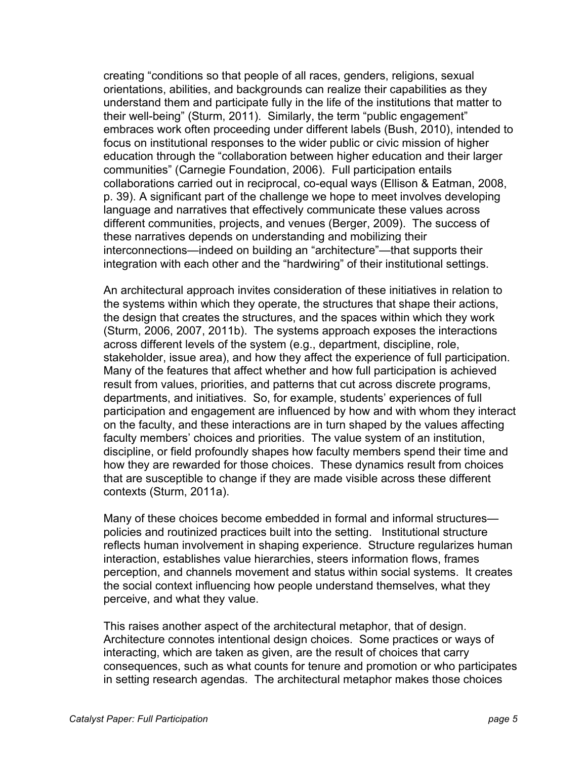creating "conditions so that people of all races, genders, religions, sexual orientations, abilities, and backgrounds can realize their capabilities as they understand them and participate fully in the life of the institutions that matter to their well-being" (Sturm, 2011). Similarly, the term "public engagement" embraces work often proceeding under different labels (Bush, 2010), intended to focus on institutional responses to the wider public or civic mission of higher education through the "collaboration between higher education and their larger communities" (Carnegie Foundation, 2006). Full participation entails collaborations carried out in reciprocal, co-equal ways (Ellison & Eatman, 2008, p. 39). A significant part of the challenge we hope to meet involves developing language and narratives that effectively communicate these values across different communities, projects, and venues (Berger, 2009). The success of these narratives depends on understanding and mobilizing their interconnections—indeed on building an "architecture"—that supports their integration with each other and the "hardwiring" of their institutional settings.

An architectural approach invites consideration of these initiatives in relation to the systems within which they operate, the structures that shape their actions, the design that creates the structures, and the spaces within which they work (Sturm, 2006, 2007, 2011b). The systems approach exposes the interactions across different levels of the system (e.g., department, discipline, role, stakeholder, issue area), and how they affect the experience of full participation. Many of the features that affect whether and how full participation is achieved result from values, priorities, and patterns that cut across discrete programs, departments, and initiatives. So, for example, students' experiences of full participation and engagement are influenced by how and with whom they interact on the faculty, and these interactions are in turn shaped by the values affecting faculty members' choices and priorities. The value system of an institution, discipline, or field profoundly shapes how faculty members spend their time and how they are rewarded for those choices. These dynamics result from choices that are susceptible to change if they are made visible across these different contexts (Sturm, 2011a).

Many of these choices become embedded in formal and informal structures—policies and routinized practices built into the setting. Institutional structure reflects human involvement in shaping experience. Structure regularizes human interaction, establishes value hierarchies, steers information flows, frames perception, and channels movement and status within social systems. It creates the social context influencing how people understand themselves, what they perceive, and what they value.

This raises another aspect of the architectural metaphor, that of design. Architecture connotes intentional design choices. Some practices or ways of interacting, which are taken as given, are the result of choices that carry consequences, such as what counts for tenure and promotion or who participates in setting research agendas. The architectural metaphor makes those choices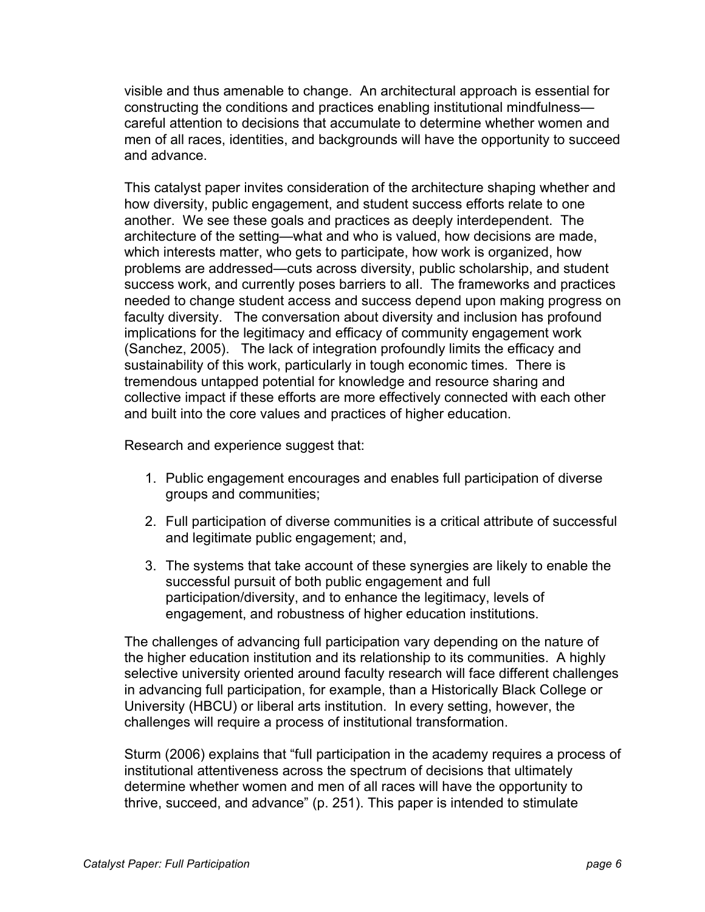visible and thus amenable to change. An architectural approach is essential for constructing the conditions and practices enabling institutional mindfulness—careful attention to decisions that accumulate to determine whether women and men of all races, identities, and backgrounds will have the opportunity to succeed and advance.

This catalyst paper invites consideration of the architecture shaping whether and how diversity, public engagement, and student success efforts relate to one another. We see these goals and practices as deeply interdependent. The architecture of the setting—what and who is valued, how decisions are made, which interests matter, who gets to participate, how work is organized, how problems are addressed—cuts across diversity, public scholarship, and student success work, and currently poses barriers to all. The frameworks and practices needed to change student access and success depend upon making progress on faculty diversity. The conversation about diversity and inclusion has profound implications for the legitimacy and efficacy of community engagement work (Sanchez, 2005). The lack of integration profoundly limits the efficacy and sustainability of this work, particularly in tough economic times. There is tremendous untapped potential for knowledge and resource sharing and collective impact if these efforts are more effectively connected with each other and built into the core values and practices of higher education.

Research and experience suggest that:

1. Public engagement encourages and enables full participation of diverse groups and communities;
2. Full participation of diverse communities is a critical attribute of successful and legitimate public engagement; and,
3. The systems that take account of these synergies are likely to enable the successful pursuit of both public engagement and full participation/diversity, and to enhance the legitimacy, levels of engagement, and robustness of higher education institutions.

The challenges of advancing full participation vary depending on the nature of the higher education institution and its relationship to its communities. A highly selective university oriented around faculty research will face different challenges in advancing full participation, for example, than a Historically Black College or University (HBCU) or liberal arts institution. In every setting, however, the challenges will require a process of institutional transformation.

Sturm (2006) explains that "full participation in the academy requires a process of institutional attentiveness across the spectrum of decisions that ultimately determine whether women and men of all races will have the opportunity to thrive, succeed, and advance" (p. 251). This paper is intended to stimulate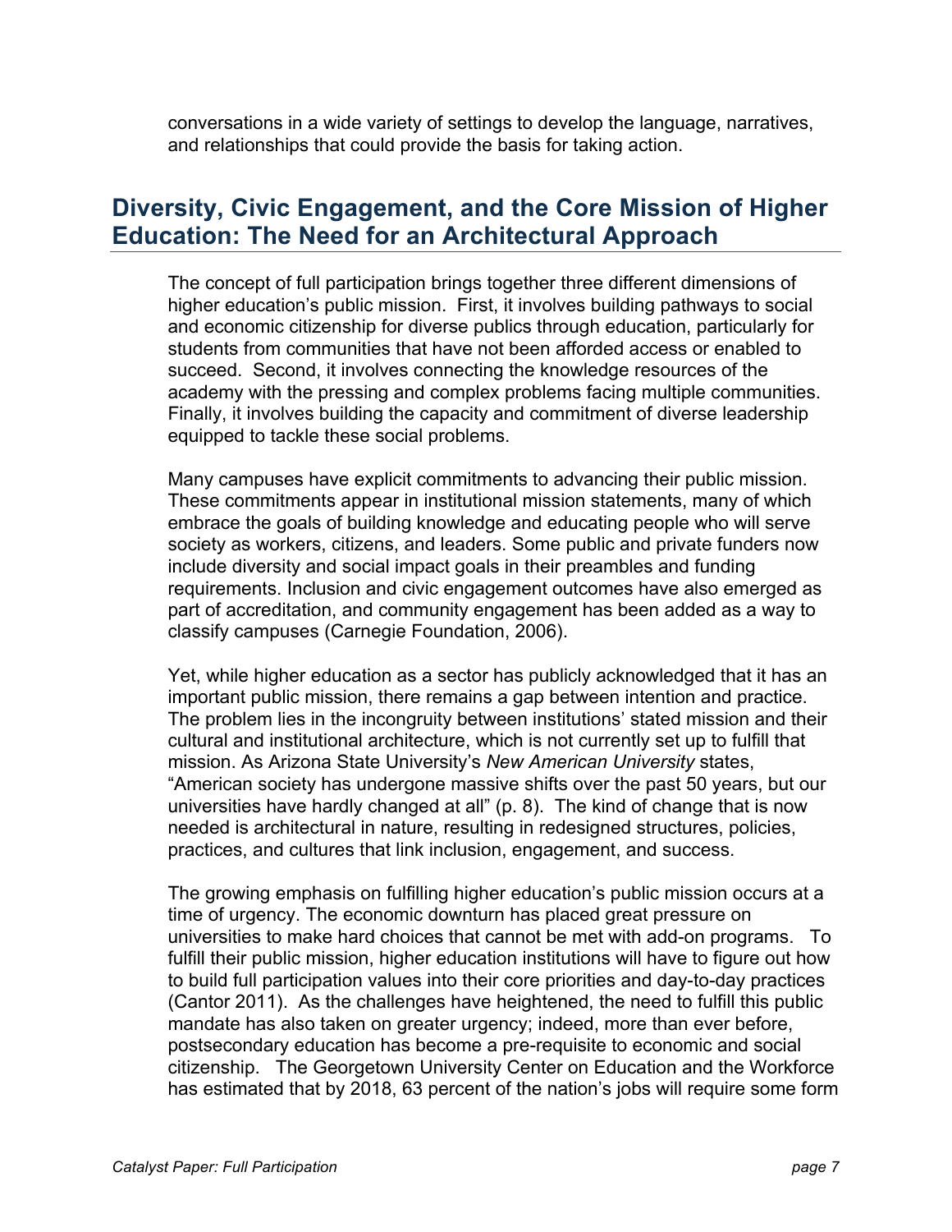conversations in a wide variety of settings to develop the language, narratives, and relationships that could provide the basis for taking action.

## Diversity, Civic Engagement, and the Core Mission of Higher Education: The Need for an Architectural Approach

The concept of full participation brings together three different dimensions of higher education's public mission. First, it involves building pathways to social and economic citizenship for diverse publics through education, particularly for students from communities that have not been afforded access or enabled to succeed. Second, it involves connecting the knowledge resources of the academy with the pressing and complex problems facing multiple communities. Finally, it involves building the capacity and commitment of diverse leadership equipped to tackle these social problems.

Many campuses have explicit commitments to advancing their public mission. These commitments appear in institutional mission statements, many of which embrace the goals of building knowledge and educating people who will serve society as workers, citizens, and leaders. Some public and private funders now include diversity and social impact goals in their preambles and funding requirements. Inclusion and civic engagement outcomes have also emerged as part of accreditation, and community engagement has been added as a way to classify campuses (Carnegie Foundation, 2006).

Yet, while higher education as a sector has publicly acknowledged that it has an important public mission, there remains a gap between intention and practice. The problem lies in the incongruity between institutions' stated mission and their cultural and institutional architecture, which is not currently set up to fulfill that mission. As Arizona State University's *New American University* states, "American society has undergone massive shifts over the past 50 years, but our universities have hardly changed at all" (p. 8). The kind of change that is now needed is architectural in nature, resulting in redesigned structures, policies, practices, and cultures that link inclusion, engagement, and success.

The growing emphasis on fulfilling higher education's public mission occurs at a time of urgency. The economic downturn has placed great pressure on universities to make hard choices that cannot be met with add-on programs. To fulfill their public mission, higher education institutions will have to figure out how to build full participation values into their core priorities and day-to-day practices (Cantor 2011). As the challenges have heightened, the need to fulfill this public mandate has also taken on greater urgency; indeed, more than ever before, postsecondary education has become a pre-requisite to economic and social citizenship. The Georgetown University Center on Education and the Workforce has estimated that by 2018, 63 percent of the nation's jobs will require some form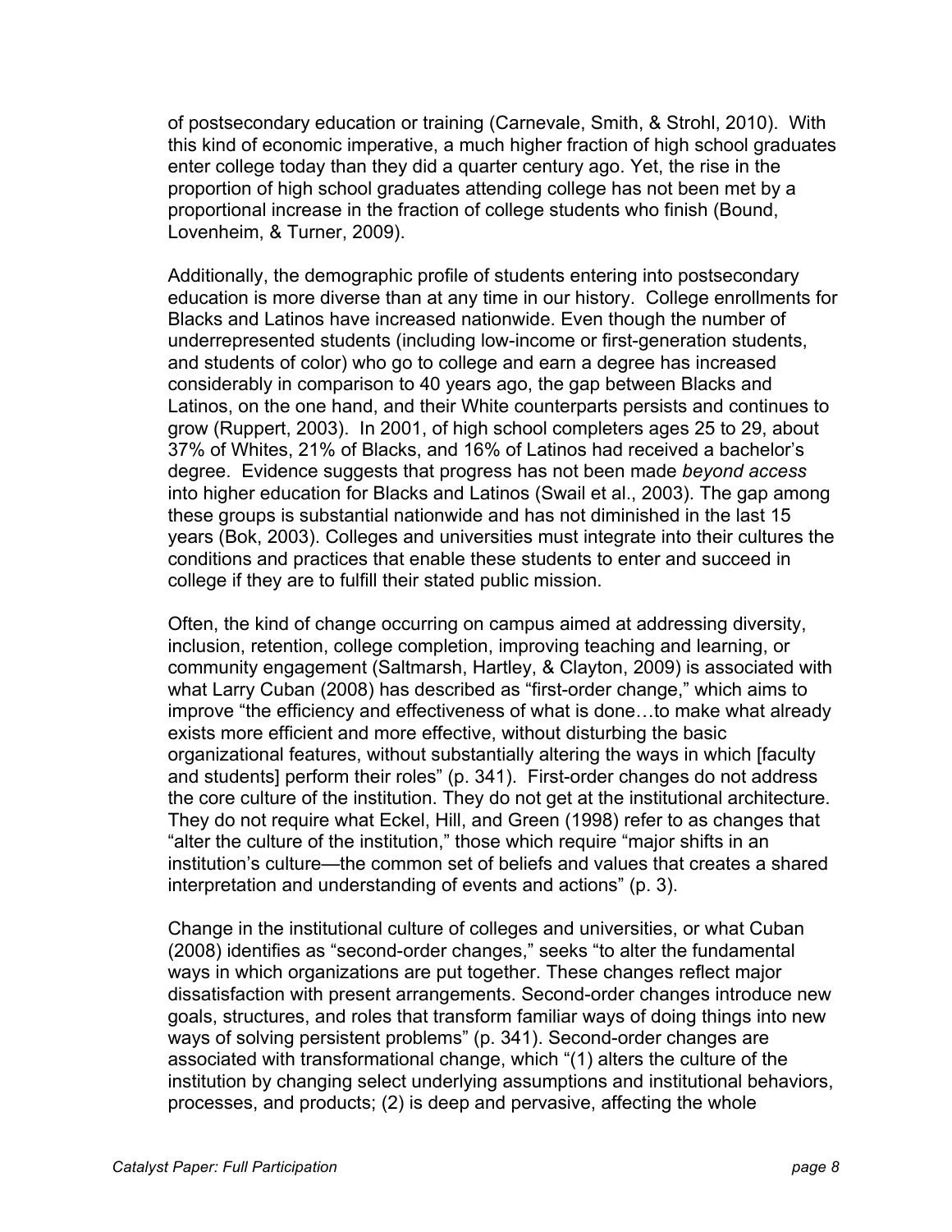of postsecondary education or training (Carnevale, Smith, & Strohl, 2010). With this kind of economic imperative, a much higher fraction of high school graduates enter college today than they did a quarter century ago. Yet, the rise in the proportion of high school graduates attending college has not been met by a proportional increase in the fraction of college students who finish (Bound, Lovenheim, & Turner, 2009).

Additionally, the demographic profile of students entering into postsecondary education is more diverse than at any time in our history. College enrollments for Blacks and Latinos have increased nationwide. Even though the number of underrepresented students (including low-income or first-generation students, and students of color) who go to college and earn a degree has increased considerably in comparison to 40 years ago, the gap between Blacks and Latinos, on the one hand, and their White counterparts persists and continues to grow (Ruppert, 2003). In 2001, of high school completers ages 25 to 29, about 37% of Whites, 21% of Blacks, and 16% of Latinos had received a bachelor's degree. Evidence suggests that progress has not been made *beyond access* into higher education for Blacks and Latinos (Swail et al., 2003). The gap among these groups is substantial nationwide and has not diminished in the last 15 years (Bok, 2003). Colleges and universities must integrate into their cultures the conditions and practices that enable these students to enter and succeed in college if they are to fulfill their stated public mission.

Often, the kind of change occurring on campus aimed at addressing diversity, inclusion, retention, college completion, improving teaching and learning, or community engagement (Saltmarsh, Hartley, & Clayton, 2009) is associated with what Larry Cuban (2008) has described as "first-order change," which aims to improve "the efficiency and effectiveness of what is done…to make what already exists more efficient and more effective, without disturbing the basic organizational features, without substantially altering the ways in which [faculty and students] perform their roles" (p. 341). First-order changes do not address the core culture of the institution. They do not get at the institutional architecture. They do not require what Eckel, Hill, and Green (1998) refer to as changes that "alter the culture of the institution," those which require "major shifts in an institution's culture—the common set of beliefs and values that creates a shared interpretation and understanding of events and actions" (p. 3).

Change in the institutional culture of colleges and universities, or what Cuban (2008) identifies as "second-order changes," seeks "to alter the fundamental ways in which organizations are put together. These changes reflect major dissatisfaction with present arrangements. Second-order changes introduce new goals, structures, and roles that transform familiar ways of doing things into new ways of solving persistent problems" (p. 341). Second-order changes are associated with transformational change, which "(1) alters the culture of the institution by changing select underlying assumptions and institutional behaviors, processes, and products; (2) is deep and pervasive, affecting the whole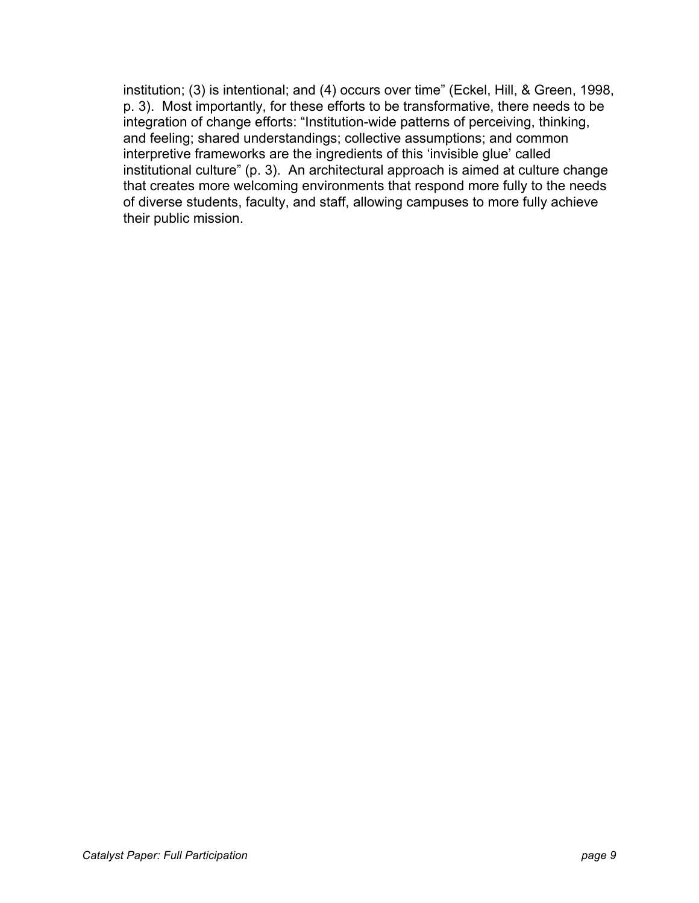institution; (3) is intentional; and (4) occurs over time" (Eckel, Hill, & Green, 1998, p. 3). Most importantly, for these efforts to be transformative, there needs to be integration of change efforts: "Institution-wide patterns of perceiving, thinking, and feeling; shared understandings; collective assumptions; and common interpretive frameworks are the ingredients of this 'invisible glue' called institutional culture" (p. 3). An architectural approach is aimed at culture change that creates more welcoming environments that respond more fully to the needs of diverse students, faculty, and staff, allowing campuses to more fully achieve their public mission.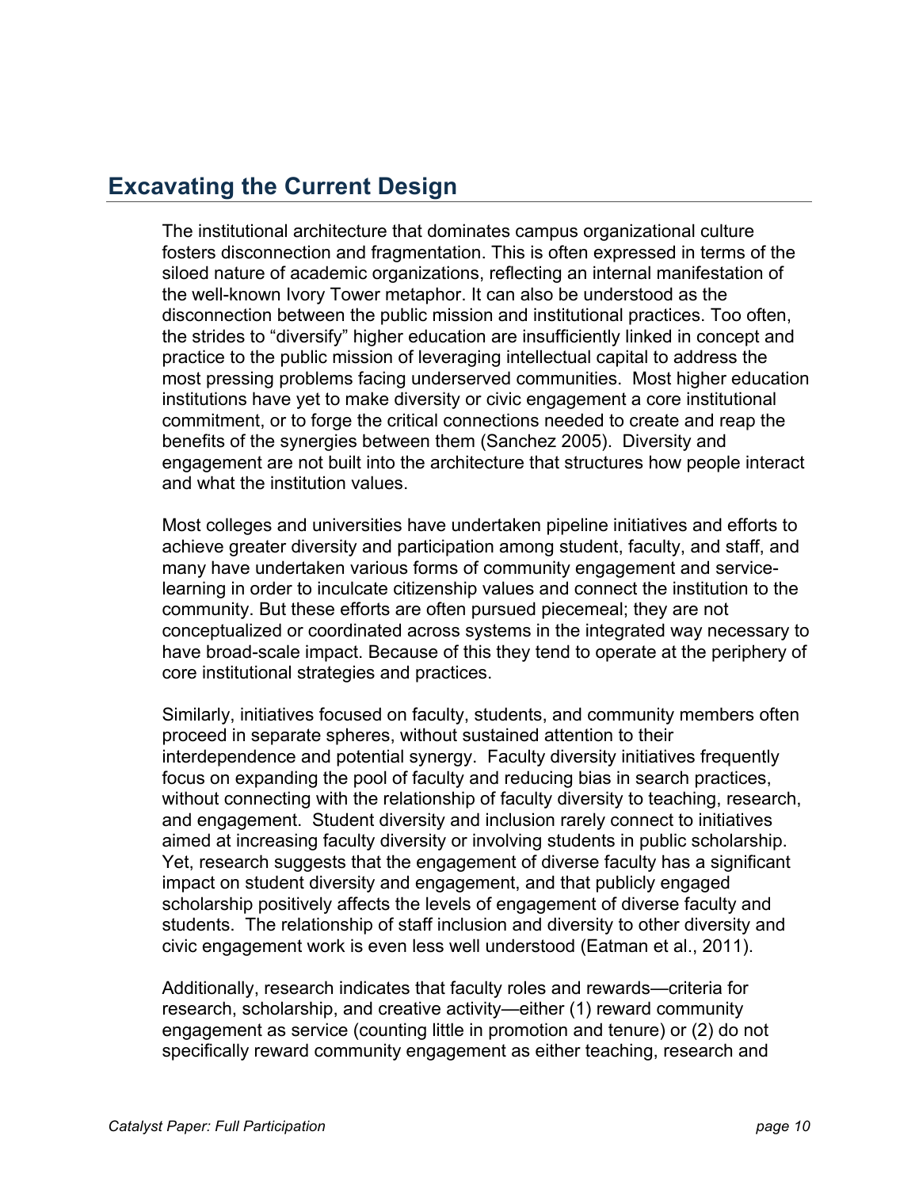## Excavating the Current Design

The institutional architecture that dominates campus organizational culture fosters disconnection and fragmentation. This is often expressed in terms of the siloed nature of academic organizations, reflecting an internal manifestation of the well-known Ivory Tower metaphor. It can also be understood as the disconnection between the public mission and institutional practices. Too often, the strides to "diversify" higher education are insufficiently linked in concept and practice to the public mission of leveraging intellectual capital to address the most pressing problems facing underserved communities. Most higher education institutions have yet to make diversity or civic engagement a core institutional commitment, or to forge the critical connections needed to create and reap the benefits of the synergies between them (Sanchez 2005). Diversity and engagement are not built into the architecture that structures how people interact and what the institution values.

Most colleges and universities have undertaken pipeline initiatives and efforts to achieve greater diversity and participation among student, faculty, and staff, and many have undertaken various forms of community engagement and service-learning in order to inculcate citizenship values and connect the institution to the community. But these efforts are often pursued piecemeal; they are not conceptualized or coordinated across systems in the integrated way necessary to have broad-scale impact. Because of this they tend to operate at the periphery of core institutional strategies and practices.

Similarly, initiatives focused on faculty, students, and community members often proceed in separate spheres, without sustained attention to their interdependence and potential synergy. Faculty diversity initiatives frequently focus on expanding the pool of faculty and reducing bias in search practices, without connecting with the relationship of faculty diversity to teaching, research, and engagement. Student diversity and inclusion rarely connect to initiatives aimed at increasing faculty diversity or involving students in public scholarship. Yet, research suggests that the engagement of diverse faculty has a significant impact on student diversity and engagement, and that publicly engaged scholarship positively affects the levels of engagement of diverse faculty and students. The relationship of staff inclusion and diversity to other diversity and civic engagement work is even less well understood (Eatman et al., 2011).

Additionally, research indicates that faculty roles and rewards—criteria for research, scholarship, and creative activity—either (1) reward community engagement as service (counting little in promotion and tenure) or (2) do not specifically reward community engagement as either teaching, research and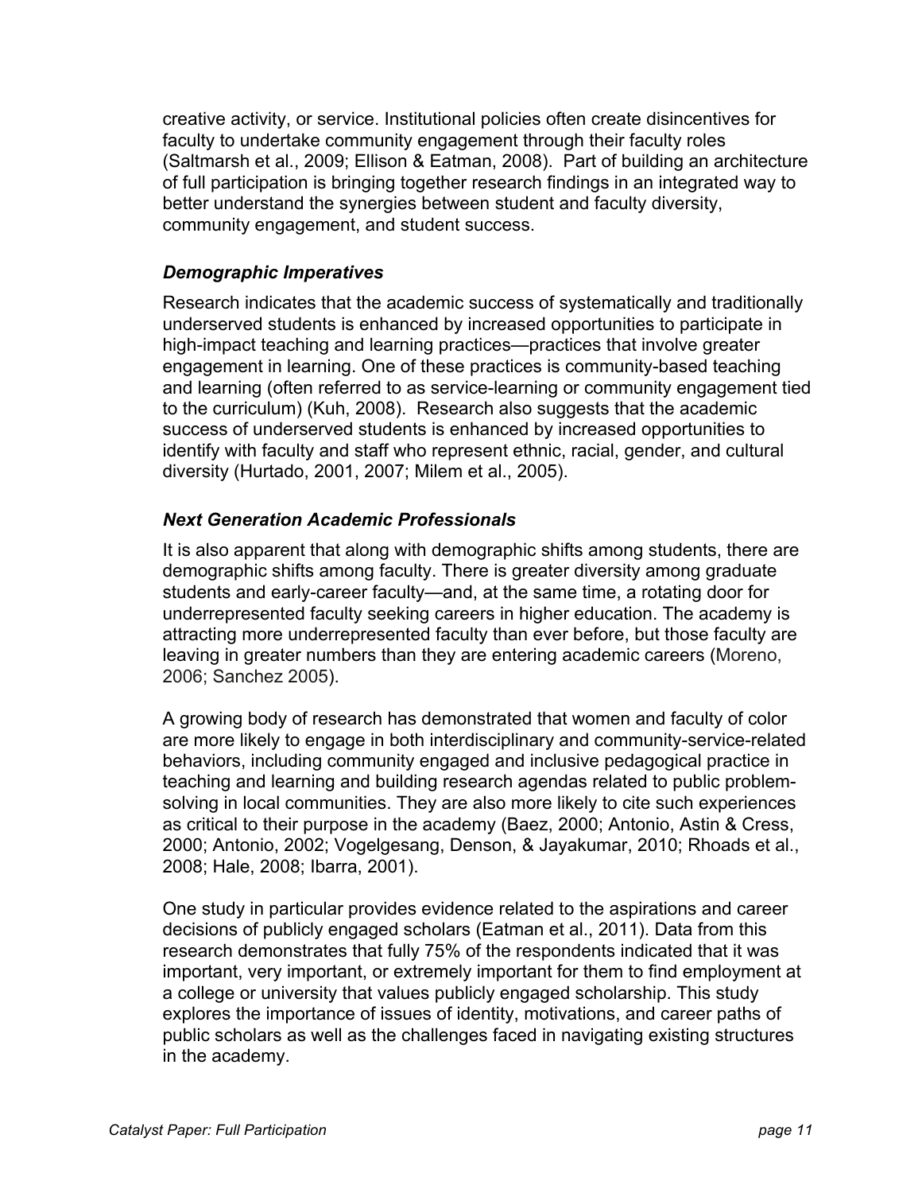creative activity, or service. Institutional policies often create disincentives for faculty to undertake community engagement through their faculty roles (Saltmarsh et al., 2009; Ellison & Eatman, 2008). Part of building an architecture of full participation is bringing together research findings in an integrated way to better understand the synergies between student and faculty diversity, community engagement, and student success.

### *Demographic Imperatives*

Research indicates that the academic success of systematically and traditionally underserved students is enhanced by increased opportunities to participate in high-impact teaching and learning practices—practices that involve greater engagement in learning. One of these practices is community-based teaching and learning (often referred to as service-learning or community engagement tied to the curriculum) (Kuh, 2008). Research also suggests that the academic success of underserved students is enhanced by increased opportunities to identify with faculty and staff who represent ethnic, racial, gender, and cultural diversity (Hurtado, 2001, 2007; Milem et al., 2005).

### *Next Generation Academic Professionals*

It is also apparent that along with demographic shifts among students, there are demographic shifts among faculty. There is greater diversity among graduate students and early-career faculty—and, at the same time, a rotating door for underrepresented faculty seeking careers in higher education. The academy is attracting more underrepresented faculty than ever before, but those faculty are leaving in greater numbers than they are entering academic careers (Moreno, 2006; Sanchez 2005).

A growing body of research has demonstrated that women and faculty of color are more likely to engage in both interdisciplinary and community-service-related behaviors, including community engaged and inclusive pedagogical practice in teaching and learning and building research agendas related to public problem-solving in local communities. They are also more likely to cite such experiences as critical to their purpose in the academy (Baez, 2000; Antonio, Astin & Cress, 2000; Antonio, 2002; Vogelgesang, Denson, & Jayakumar, 2010; Rhoads et al., 2008; Hale, 2008; Ibarra, 2001).

One study in particular provides evidence related to the aspirations and career decisions of publicly engaged scholars (Eatman et al., 2011). Data from this research demonstrates that fully 75% of the respondents indicated that it was important, very important, or extremely important for them to find employment at a college or university that values publicly engaged scholarship. This study explores the importance of issues of identity, motivations, and career paths of public scholars as well as the challenges faced in navigating existing structures in the academy.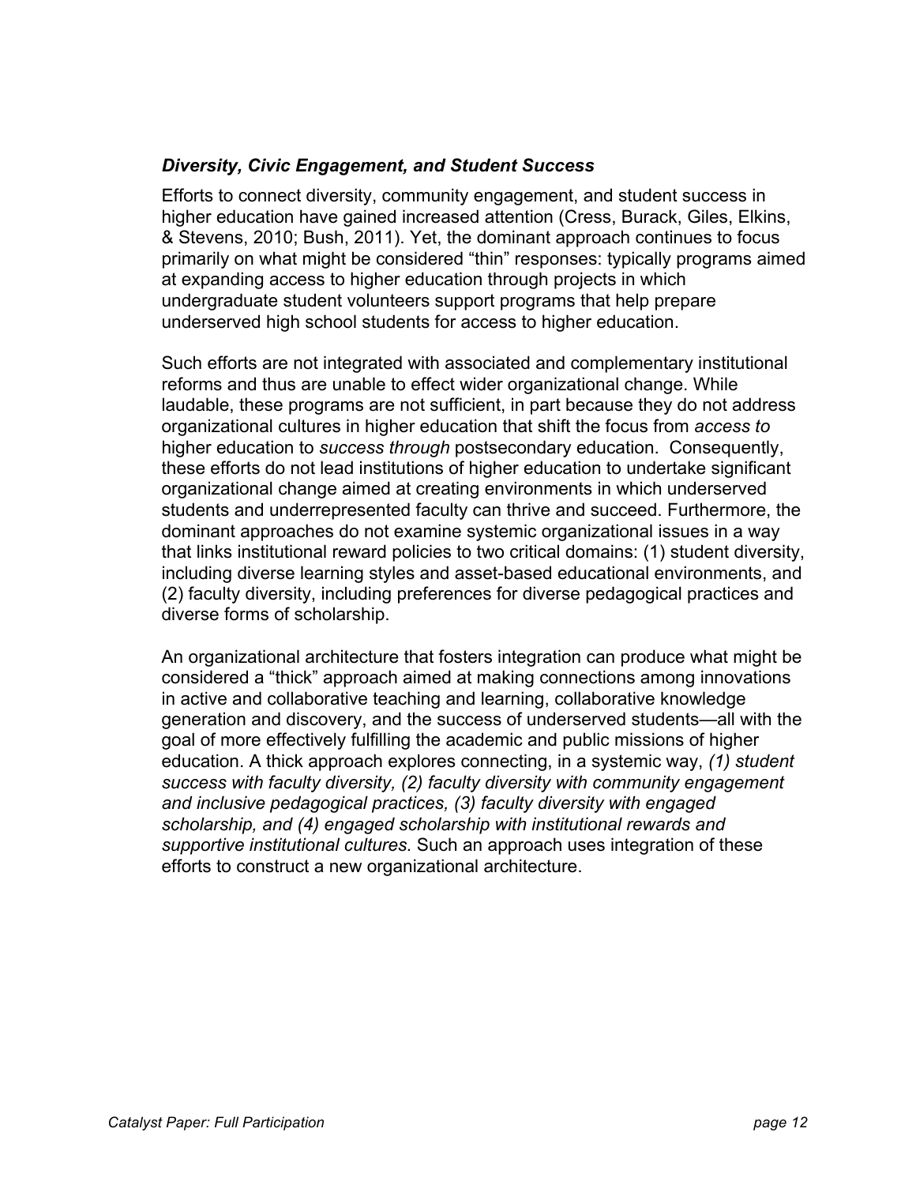### *Diversity, Civic Engagement, and Student Success*

Efforts to connect diversity, community engagement, and student success in higher education have gained increased attention (Cress, Burack, Giles, Elkins, & Stevens, 2010; Bush, 2011). Yet, the dominant approach continues to focus primarily on what might be considered "thin" responses: typically programs aimed at expanding access to higher education through projects in which undergraduate student volunteers support programs that help prepare underserved high school students for access to higher education.

Such efforts are not integrated with associated and complementary institutional reforms and thus are unable to effect wider organizational change. While laudable, these programs are not sufficient, in part because they do not address organizational cultures in higher education that shift the focus from *access to* higher education to *success through* postsecondary education. Consequently, these efforts do not lead institutions of higher education to undertake significant organizational change aimed at creating environments in which underserved students and underrepresented faculty can thrive and succeed. Furthermore, the dominant approaches do not examine systemic organizational issues in a way that links institutional reward policies to two critical domains: (1) student diversity, including diverse learning styles and asset-based educational environments, and (2) faculty diversity, including preferences for diverse pedagogical practices and diverse forms of scholarship.

An organizational architecture that fosters integration can produce what might be considered a "thick" approach aimed at making connections among innovations in active and collaborative teaching and learning, collaborative knowledge generation and discovery, and the success of underserved students—all with the goal of more effectively fulfilling the academic and public missions of higher education. A thick approach explores connecting, in a systemic way, *(1) student success with faculty diversity, (2) faculty diversity with community engagement and inclusive pedagogical practices, (3) faculty diversity with engaged scholarship, and (4) engaged scholarship with institutional rewards and supportive institutional cultures.* Such an approach uses integration of these efforts to construct a new organizational architecture.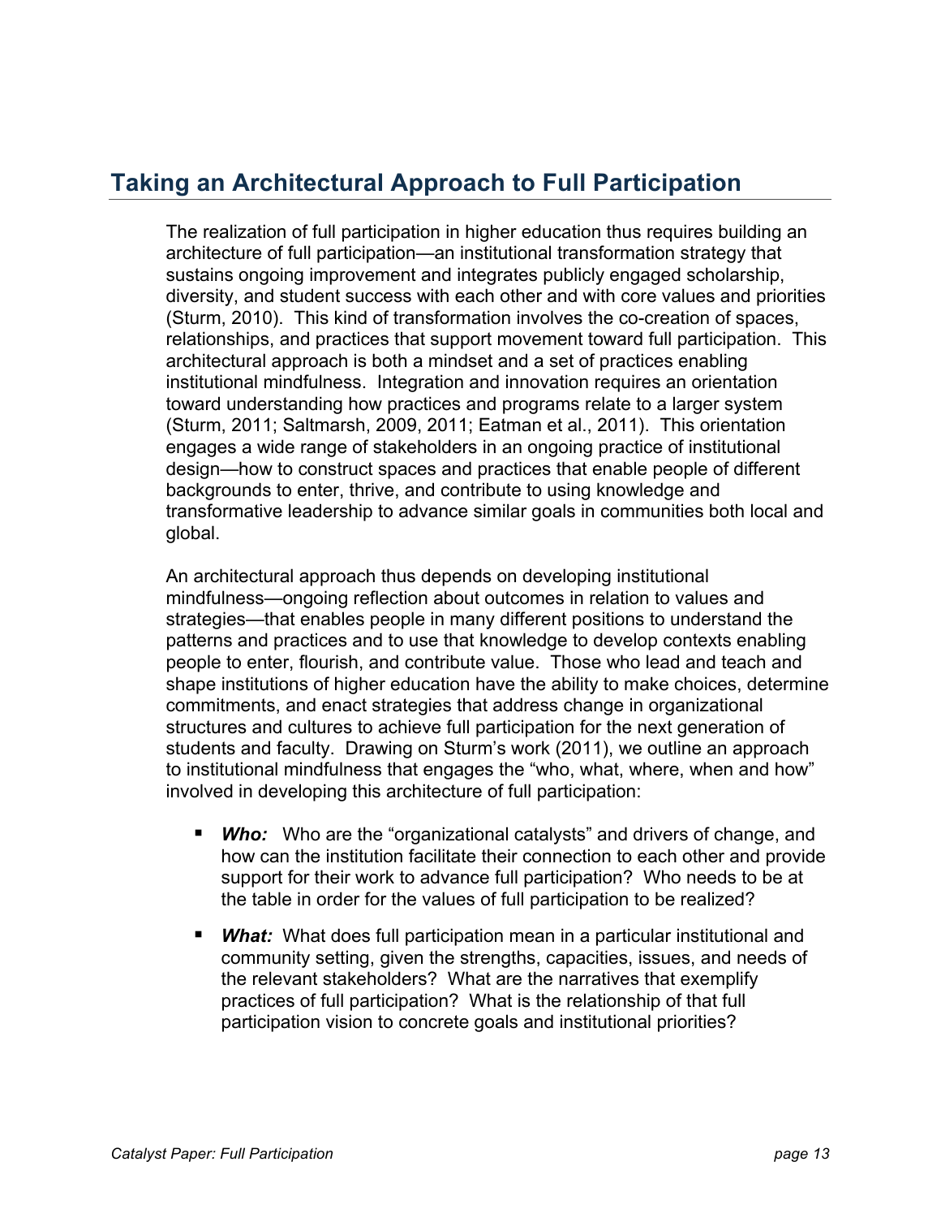## Taking an Architectural Approach to Full Participation

The realization of full participation in higher education thus requires building an architecture of full participation—an institutional transformation strategy that sustains ongoing improvement and integrates publicly engaged scholarship, diversity, and student success with each other and with core values and priorities (Sturm, 2010). This kind of transformation involves the co-creation of spaces, relationships, and practices that support movement toward full participation. This architectural approach is both a mindset and a set of practices enabling institutional mindfulness. Integration and innovation requires an orientation toward understanding how practices and programs relate to a larger system (Sturm, 2011; Saltmarsh, 2009, 2011; Eatman et al., 2011). This orientation engages a wide range of stakeholders in an ongoing practice of institutional design—how to construct spaces and practices that enable people of different backgrounds to enter, thrive, and contribute to using knowledge and transformative leadership to advance similar goals in communities both local and global.

An architectural approach thus depends on developing institutional mindfulness—ongoing reflection about outcomes in relation to values and strategies—that enables people in many different positions to understand the patterns and practices and to use that knowledge to develop contexts enabling people to enter, flourish, and contribute value. Those who lead and teach and shape institutions of higher education have the ability to make choices, determine commitments, and enact strategies that address change in organizational structures and cultures to achieve full participation for the next generation of students and faculty. Drawing on Sturm's work (2011), we outline an approach to institutional mindfulness that engages the "who, what, where, when and how" involved in developing this architecture of full participation:

- ***Who:*** Who are the "organizational catalysts" and drivers of change, and how can the institution facilitate their connection to each other and provide support for their work to advance full participation? Who needs to be at the table in order for the values of full participation to be realized?
- ***What:*** What does full participation mean in a particular institutional and community setting, given the strengths, capacities, issues, and needs of the relevant stakeholders? What are the narratives that exemplify practices of full participation? What is the relationship of that full participation vision to concrete goals and institutional priorities?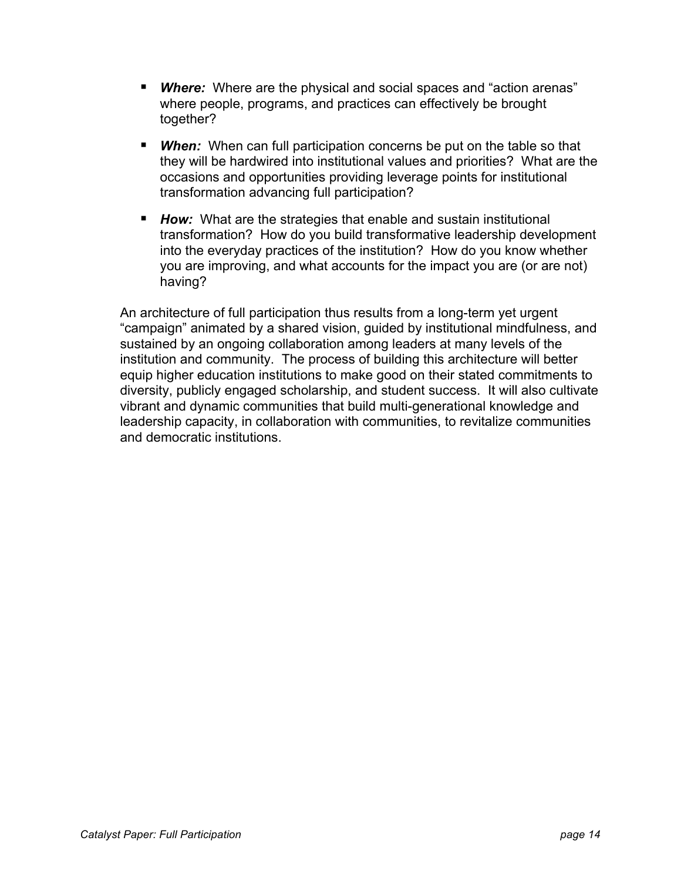- ***Where:*** Where are the physical and social spaces and "action arenas" where people, programs, and practices can effectively be brought together?

- ***When:*** When can full participation concerns be put on the table so that they will be hardwired into institutional values and priorities? What are the occasions and opportunities providing leverage points for institutional transformation advancing full participation?

- ***How:*** What are the strategies that enable and sustain institutional transformation? How do you build transformative leadership development into the everyday practices of the institution? How do you know whether you are improving, and what accounts for the impact you are (or are not) having?

An architecture of full participation thus results from a long-term yet urgent "campaign" animated by a shared vision, guided by institutional mindfulness, and sustained by an ongoing collaboration among leaders at many levels of the institution and community. The process of building this architecture will better equip higher education institutions to make good on their stated commitments to diversity, publicly engaged scholarship, and student success. It will also cultivate vibrant and dynamic communities that build multi-generational knowledge and leadership capacity, in collaboration with communities, to revitalize communities and democratic institutions.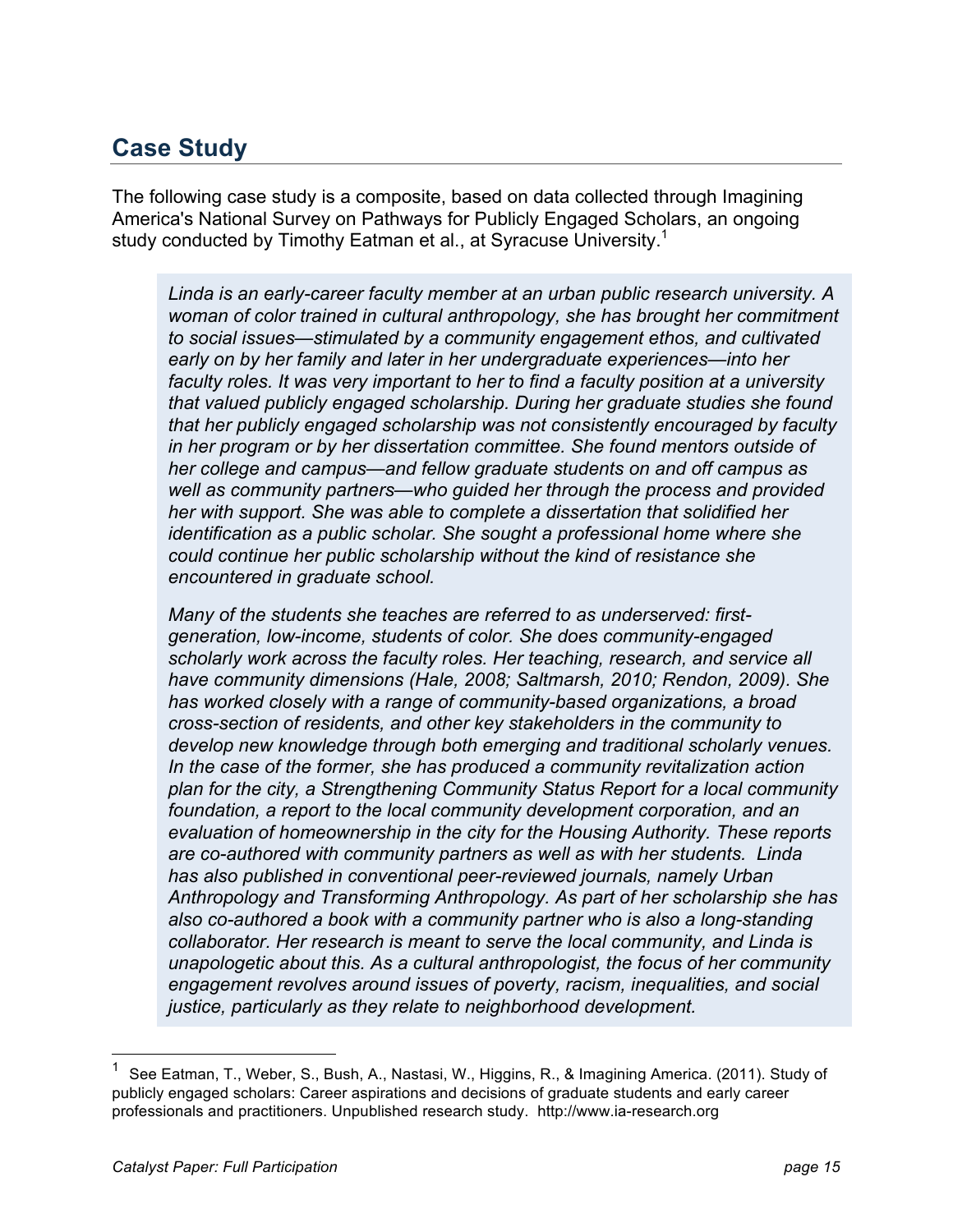## Case Study

The following case study is a composite, based on data collected through Imagining America's National Survey on Pathways for Publicly Engaged Scholars, an ongoing study conducted by Timothy Eatman et al., at Syracuse University.[1]

> *Linda is an early-career faculty member at an urban public research university. A woman of color trained in cultural anthropology, she has brought her commitment to social issues—stimulated by a community engagement ethos, and cultivated early on by her family and later in her undergraduate experiences—into her faculty roles. It was very important to her to find a faculty position at a university that valued publicly engaged scholarship. During her graduate studies she found that her publicly engaged scholarship was not consistently encouraged by faculty in her program or by her dissertation committee. She found mentors outside of her college and campus—and fellow graduate students on and off campus as well as community partners—who guided her through the process and provided her with support. She was able to complete a dissertation that solidified her identification as a public scholar. She sought a professional home where she could continue her public scholarship without the kind of resistance she encountered in graduate school.*
>
> *Many of the students she teaches are referred to as underserved: first-generation, low-income, students of color. She does community-engaged scholarly work across the faculty roles. Her teaching, research, and service all have community dimensions (Hale, 2008; Saltmarsh, 2010; Rendon, 2009). She has worked closely with a range of community-based organizations, a broad cross-section of residents, and other key stakeholders in the community to develop new knowledge through both emerging and traditional scholarly venues. In the case of the former, she has produced a community revitalization action plan for the city, a Strengthening Community Status Report for a local community foundation, a report to the local community development corporation, and an evaluation of homeownership in the city for the Housing Authority. These reports are co-authored with community partners as well as with her students. Linda has also published in conventional peer-reviewed journals, namely Urban Anthropology and Transforming Anthropology. As part of her scholarship she has also co-authored a book with a community partner who is also a long-standing collaborator. Her research is meant to serve the local community, and Linda is unapologetic about this. As a cultural anthropologist, the focus of her community engagement revolves around issues of poverty, racism, inequalities, and social justice, particularly as they relate to neighborhood development.*

---

[1] See Eatman, T., Weber, S., Bush, A., Nastasi, W., Higgins, R., & Imagining America. (2011). Study of publicly engaged scholars: Career aspirations and decisions of graduate students and early career professionals and practitioners. Unpublished research study. http://www.ia-research.org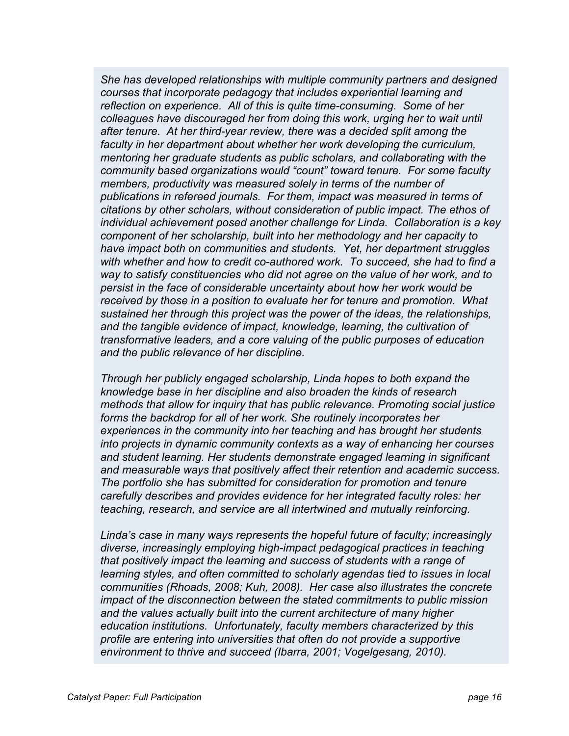*She has developed relationships with multiple community partners and designed courses that incorporate pedagogy that includes experiential learning and reflection on experience. All of this is quite time-consuming. Some of her colleagues have discouraged her from doing this work, urging her to wait until after tenure. At her third-year review, there was a decided split among the faculty in her department about whether her work developing the curriculum, mentoring her graduate students as public scholars, and collaborating with the community based organizations would "count" toward tenure. For some faculty members, productivity was measured solely in terms of the number of publications in refereed journals. For them, impact was measured in terms of citations by other scholars, without consideration of public impact. The ethos of individual achievement posed another challenge for Linda. Collaboration is a key component of her scholarship, built into her methodology and her capacity to have impact both on communities and students. Yet, her department struggles with whether and how to credit co-authored work. To succeed, she had to find a way to satisfy constituencies who did not agree on the value of her work, and to persist in the face of considerable uncertainty about how her work would be received by those in a position to evaluate her for tenure and promotion. What sustained her through this project was the power of the ideas, the relationships, and the tangible evidence of impact, knowledge, learning, the cultivation of transformative leaders, and a core valuing of the public purposes of education and the public relevance of her discipline.*

*Through her publicly engaged scholarship, Linda hopes to both expand the knowledge base in her discipline and also broaden the kinds of research methods that allow for inquiry that has public relevance. Promoting social justice forms the backdrop for all of her work. She routinely incorporates her experiences in the community into her teaching and has brought her students into projects in dynamic community contexts as a way of enhancing her courses and student learning. Her students demonstrate engaged learning in significant and measurable ways that positively affect their retention and academic success. The portfolio she has submitted for consideration for promotion and tenure carefully describes and provides evidence for her integrated faculty roles: her teaching, research, and service are all intertwined and mutually reinforcing.*

*Linda's case in many ways represents the hopeful future of faculty; increasingly diverse, increasingly employing high-impact pedagogical practices in teaching that positively impact the learning and success of students with a range of learning styles, and often committed to scholarly agendas tied to issues in local communities (Rhoads, 2008; Kuh, 2008). Her case also illustrates the concrete impact of the disconnection between the stated commitments to public mission and the values actually built into the current architecture of many higher education institutions. Unfortunately, faculty members characterized by this profile are entering into universities that often do not provide a supportive environment to thrive and succeed (Ibarra, 2001; Vogelgesang, 2010).*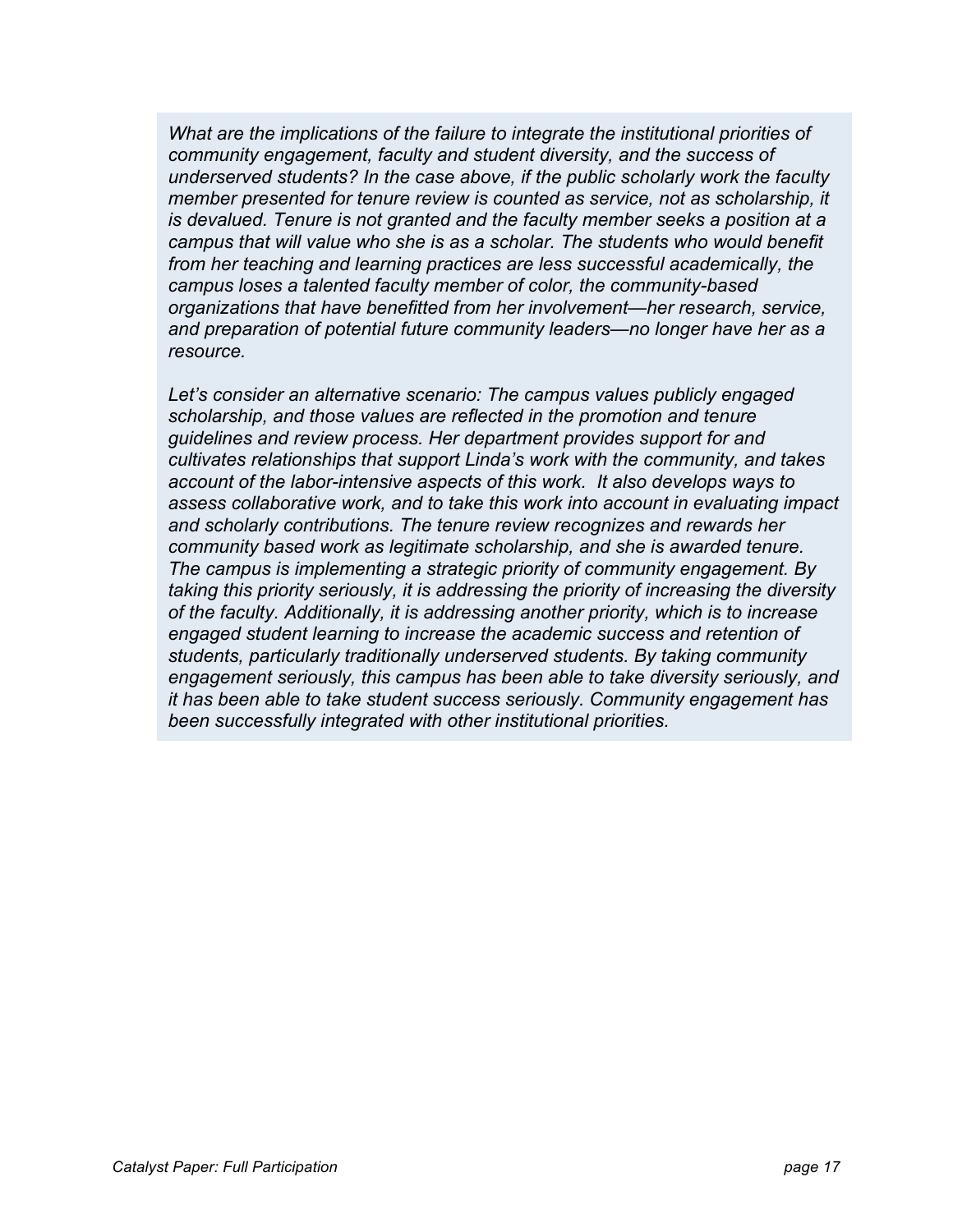*What are the implications of the failure to integrate the institutional priorities of community engagement, faculty and student diversity, and the success of underserved students? In the case above, if the public scholarly work the faculty member presented for tenure review is counted as service, not as scholarship, it is devalued. Tenure is not granted and the faculty member seeks a position at a campus that will value who she is as a scholar. The students who would benefit from her teaching and learning practices are less successful academically, the campus loses a talented faculty member of color, the community-based organizations that have benefitted from her involvement—her research, service, and preparation of potential future community leaders—no longer have her as a resource.*

*Let's consider an alternative scenario: The campus values publicly engaged scholarship, and those values are reflected in the promotion and tenure guidelines and review process. Her department provides support for and cultivates relationships that support Linda's work with the community, and takes account of the labor-intensive aspects of this work. It also develops ways to assess collaborative work, and to take this work into account in evaluating impact and scholarly contributions. The tenure review recognizes and rewards her community based work as legitimate scholarship, and she is awarded tenure. The campus is implementing a strategic priority of community engagement. By taking this priority seriously, it is addressing the priority of increasing the diversity of the faculty. Additionally, it is addressing another priority, which is to increase engaged student learning to increase the academic success and retention of students, particularly traditionally underserved students. By taking community engagement seriously, this campus has been able to take diversity seriously, and it has been able to take student success seriously. Community engagement has been successfully integrated with other institutional priorities.*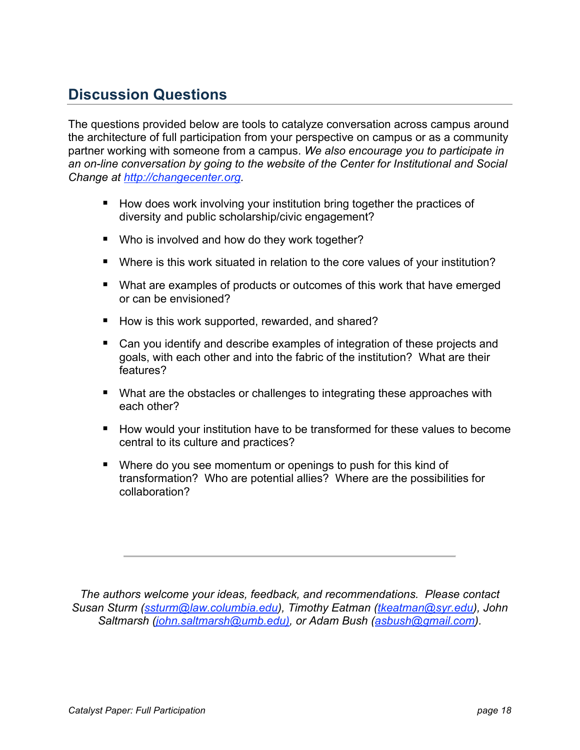## Discussion Questions

The questions provided below are tools to catalyze conversation across campus around the architecture of full participation from your perspective on campus or as a community partner working with someone from a campus. *We also encourage you to participate in an on-line conversation by going to the website of the Center for Institutional and Social Change at [http://changecenter.org](http://changecenter.org).*

- How does work involving your institution bring together the practices of diversity and public scholarship/civic engagement?
- Who is involved and how do they work together?
- Where is this work situated in relation to the core values of your institution?
- What are examples of products or outcomes of this work that have emerged or can be envisioned?
- How is this work supported, rewarded, and shared?
- Can you identify and describe examples of integration of these projects and goals, with each other and into the fabric of the institution? What are their features?
- What are the obstacles or challenges to integrating these approaches with each other?
- How would your institution have to be transformed for these values to become central to its culture and practices?
- Where do you see momentum or openings to push for this kind of transformation? Who are potential allies? Where are the possibilities for collaboration?

---

*The authors welcome your ideas, feedback, and recommendations. Please contact Susan Sturm ([ssturm@law.columbia.edu](mailto:ssturm@law.columbia.edu)), Timothy Eatman ([tkeatman@syr.edu](mailto:tkeatman@syr.edu)), John Saltmarsh ([john.saltmarsh@umb.edu](mailto:john.saltmarsh@umb.edu)), or Adam Bush ([asbush@gmail.com](mailto:asbush@gmail.com)).*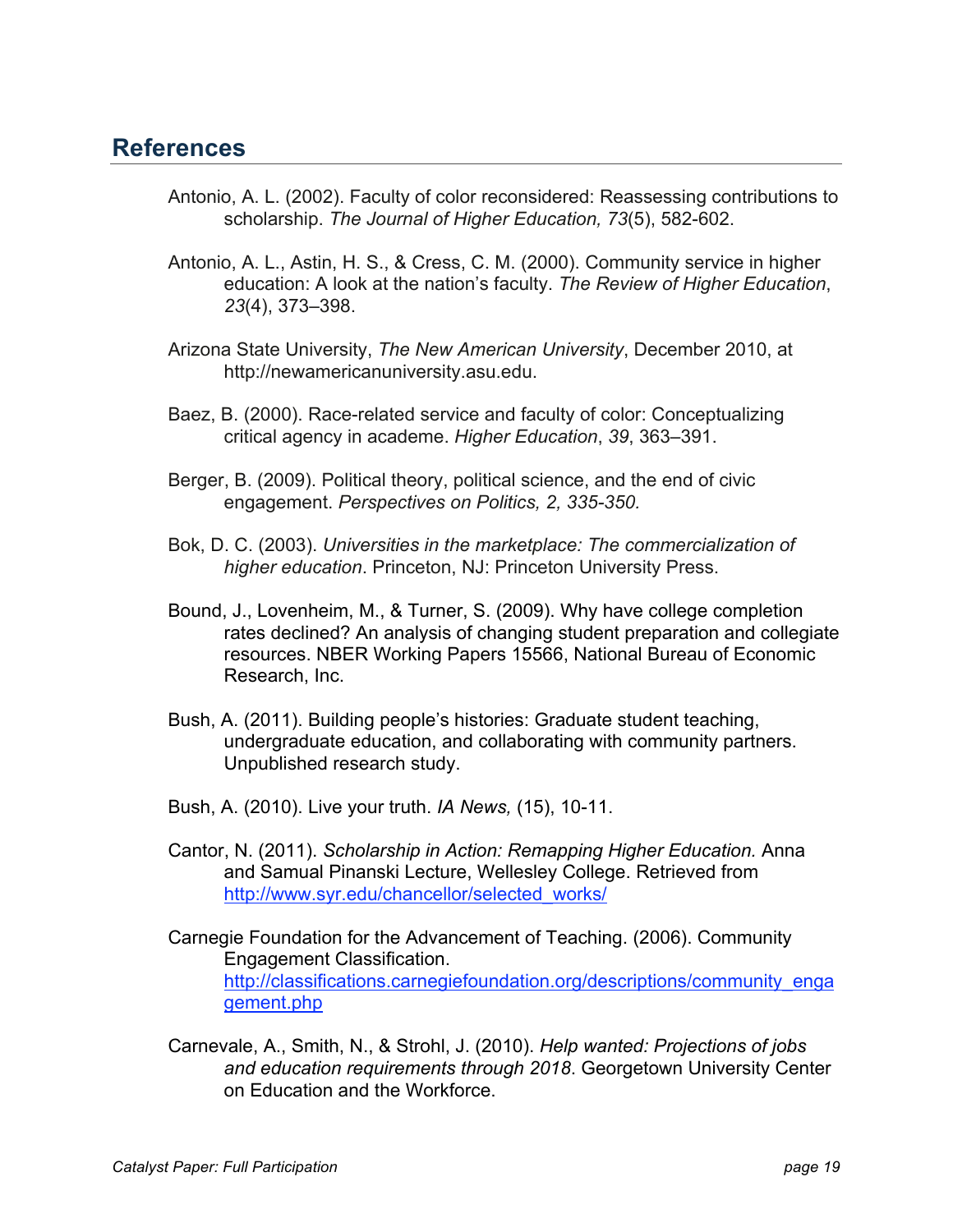## References

Antonio, A. L. (2002). Faculty of color reconsidered: Reassessing contributions to scholarship. *The Journal of Higher Education, 73*(5), 582-602.

Antonio, A. L., Astin, H. S., & Cress, C. M. (2000). Community service in higher education: A look at the nation's faculty. *The Review of Higher Education*, *23*(4), 373–398.

Arizona State University, *The New American University*, December 2010, at http://newamericanuniversity.asu.edu.

Baez, B. (2000). Race-related service and faculty of color: Conceptualizing critical agency in academe. *Higher Education*, *39*, 363–391.

Berger, B. (2009). Political theory, political science, and the end of civic engagement. *Perspectives on Politics, 2, 335-350.*

Bok, D. C. (2003). *Universities in the marketplace: The commercialization of higher education*. Princeton, NJ: Princeton University Press.

Bound, J., Lovenheim, M., & Turner, S. (2009). Why have college completion rates declined? An analysis of changing student preparation and collegiate resources. NBER Working Papers 15566, National Bureau of Economic Research, Inc.

Bush, A. (2011). Building people's histories: Graduate student teaching, undergraduate education, and collaborating with community partners. Unpublished research study.

Bush, A. (2010). Live your truth. *IA News,* (15), 10-11.

Cantor, N. (2011). *Scholarship in Action: Remapping Higher Education.* Anna and Samual Pinanski Lecture, Wellesley College. Retrieved from http://www.syr.edu/chancellor/selected_works/

Carnegie Foundation for the Advancement of Teaching. (2006). Community Engagement Classification. http://classifications.carnegiefoundation.org/descriptions/community_engagement.php

Carnevale, A., Smith, N., & Strohl, J. (2010). *Help wanted: Projections of jobs and education requirements through 2018*. Georgetown University Center on Education and the Workforce.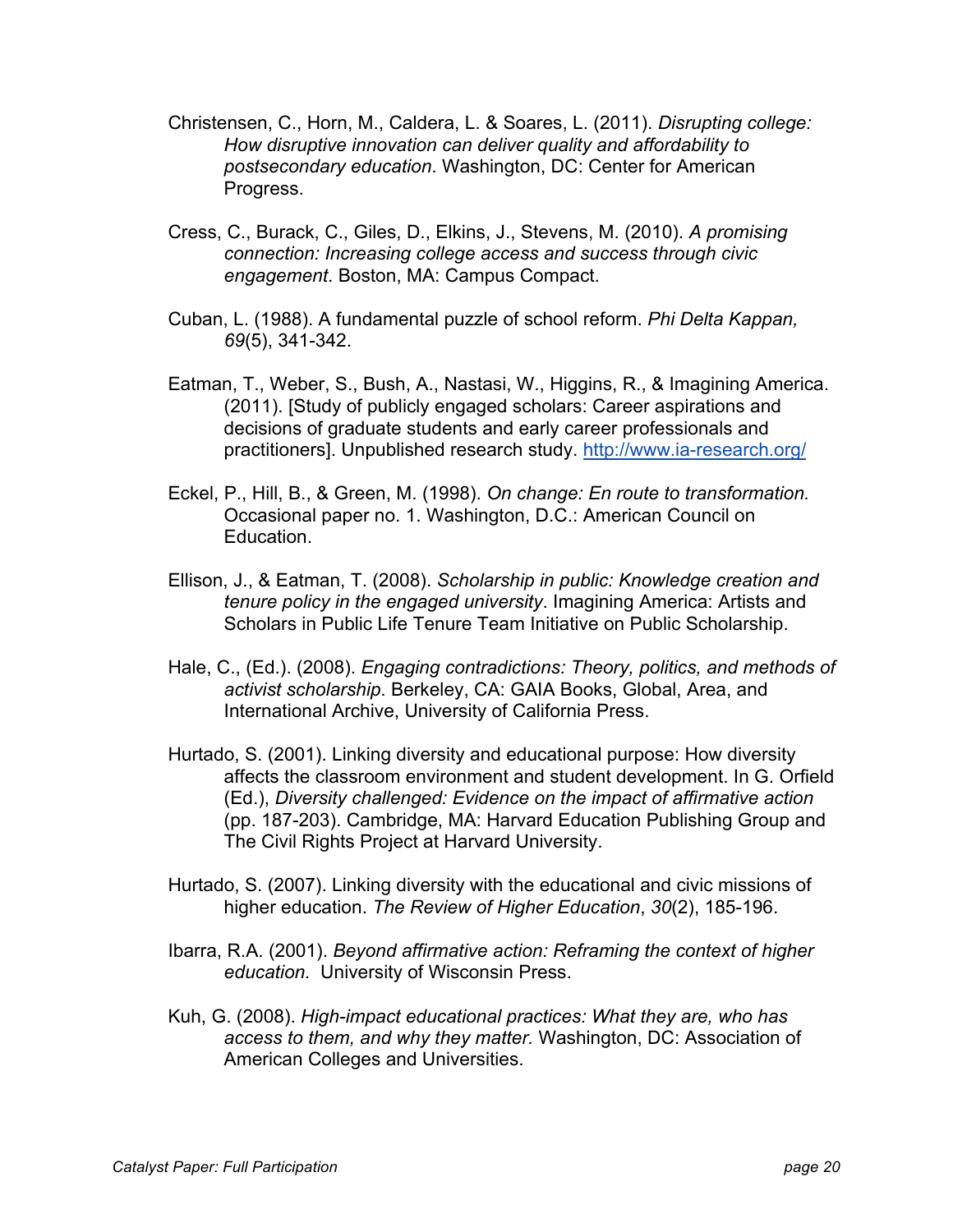Christensen, C., Horn, M., Caldera, L. & Soares, L. (2011). *Disrupting college: How disruptive innovation can deliver quality and affordability to postsecondary education*. Washington, DC: Center for American Progress.

Cress, C., Burack, C., Giles, D., Elkins, J., Stevens, M. (2010). *A promising connection: Increasing college access and success through civic engagement*. Boston, MA: Campus Compact.

Cuban, L. (1988). A fundamental puzzle of school reform. *Phi Delta Kappan, 69*(5), 341-342.

Eatman, T., Weber, S., Bush, A., Nastasi, W., Higgins, R., & Imagining America. (2011). [Study of publicly engaged scholars: Career aspirations and decisions of graduate students and early career professionals and practitioners]. Unpublished research study. http://www.ia-research.org/

Eckel, P., Hill, B., & Green, M. (1998). *On change: En route to transformation.* Occasional paper no. 1. Washington, D.C.: American Council on Education.

Ellison, J., & Eatman, T. (2008). *Scholarship in public: Knowledge creation and tenure policy in the engaged university*. Imagining America: Artists and Scholars in Public Life Tenure Team Initiative on Public Scholarship.

Hale, C., (Ed.). (2008). *Engaging contradictions: Theory, politics, and methods of activist scholarship*. Berkeley, CA: GAIA Books, Global, Area, and International Archive, University of California Press.

Hurtado, S. (2001). Linking diversity and educational purpose: How diversity affects the classroom environment and student development. In G. Orfield (Ed.), *Diversity challenged: Evidence on the impact of affirmative action* (pp. 187-203). Cambridge, MA: Harvard Education Publishing Group and The Civil Rights Project at Harvard University.

Hurtado, S. (2007). Linking diversity with the educational and civic missions of higher education. *The Review of Higher Education*, *30*(2), 185-196.

Ibarra, R.A. (2001). *Beyond affirmative action: Reframing the context of higher education.* University of Wisconsin Press.

Kuh, G. (2008). *High-impact educational practices: What they are, who has access to them, and why they matter.* Washington, DC: Association of American Colleges and Universities.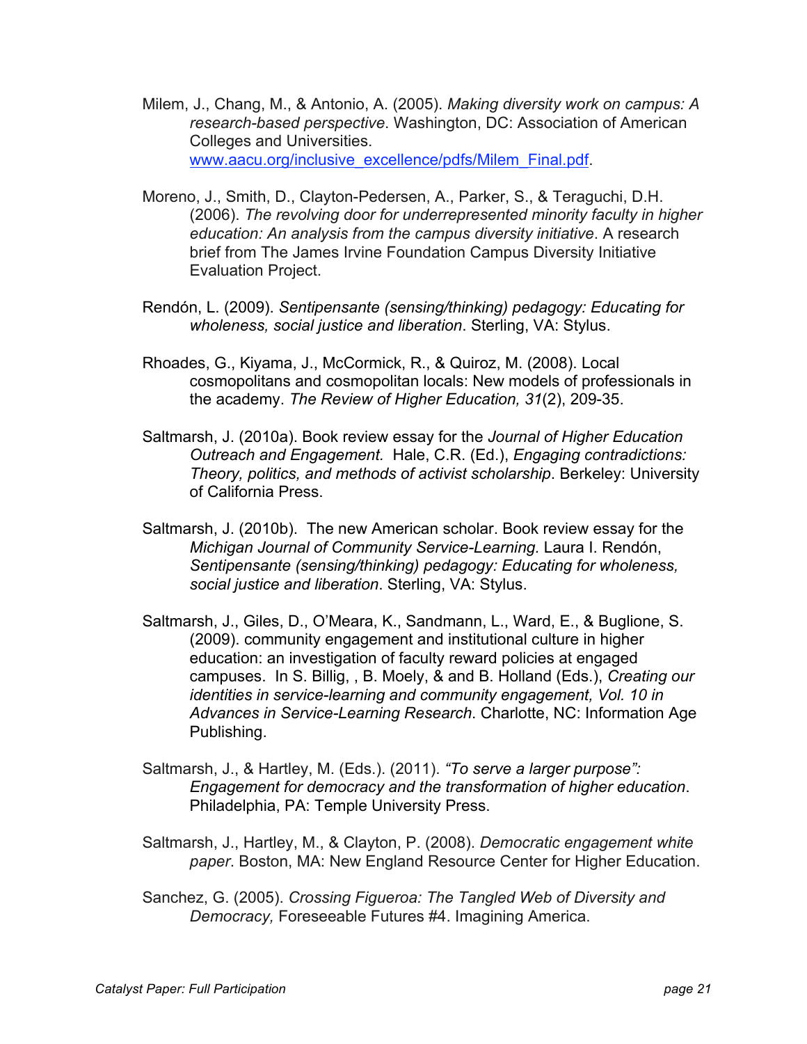Milem, J., Chang, M., & Antonio, A. (2005). *Making diversity work on campus: A research-based perspective*. Washington, DC: Association of American Colleges and Universities. www.aacu.org/inclusive_excellence/pdfs/Milem_Final.pdf.

Moreno, J., Smith, D., Clayton-Pedersen, A., Parker, S., & Teraguchi, D.H. (2006). *The revolving door for underrepresented minority faculty in higher education: An analysis from the campus diversity initiative*. A research brief from The James Irvine Foundation Campus Diversity Initiative Evaluation Project.

Rendón, L. (2009). *Sentipensante (sensing/thinking) pedagogy: Educating for wholeness, social justice and liberation*. Sterling, VA: Stylus.

Rhoades, G., Kiyama, J., McCormick, R., & Quiroz, M. (2008). Local cosmopolitans and cosmopolitan locals: New models of professionals in the academy. *The Review of Higher Education, 31*(2), 209-35.

Saltmarsh, J. (2010a). Book review essay for the *Journal of Higher Education Outreach and Engagement.* Hale, C.R. (Ed.), *Engaging contradictions: Theory, politics, and methods of activist scholarship*. Berkeley: University of California Press.

Saltmarsh, J. (2010b). The new American scholar. Book review essay for the *Michigan Journal of Community Service-Learning.* Laura I. Rendón, *Sentipensante (sensing/thinking) pedagogy: Educating for wholeness, social justice and liberation*. Sterling, VA: Stylus.

Saltmarsh, J., Giles, D., O'Meara, K., Sandmann, L., Ward, E., & Buglione, S. (2009). community engagement and institutional culture in higher education: an investigation of faculty reward policies at engaged campuses. In S. Billig, , B. Moely, & and B. Holland (Eds.), *Creating our identities in service-learning and community engagement, Vol. 10 in Advances in Service-Learning Research*. Charlotte, NC: Information Age Publishing.

Saltmarsh, J., & Hartley, M. (Eds.). (2011). *"To serve a larger purpose": Engagement for democracy and the transformation of higher education*. Philadelphia, PA: Temple University Press.

Saltmarsh, J., Hartley, M., & Clayton, P. (2008). *Democratic engagement white paper*. Boston, MA: New England Resource Center for Higher Education.

Sanchez, G. (2005). *Crossing Figueroa: The Tangled Web of Diversity and Democracy,* Foreseeable Futures #4. Imagining America.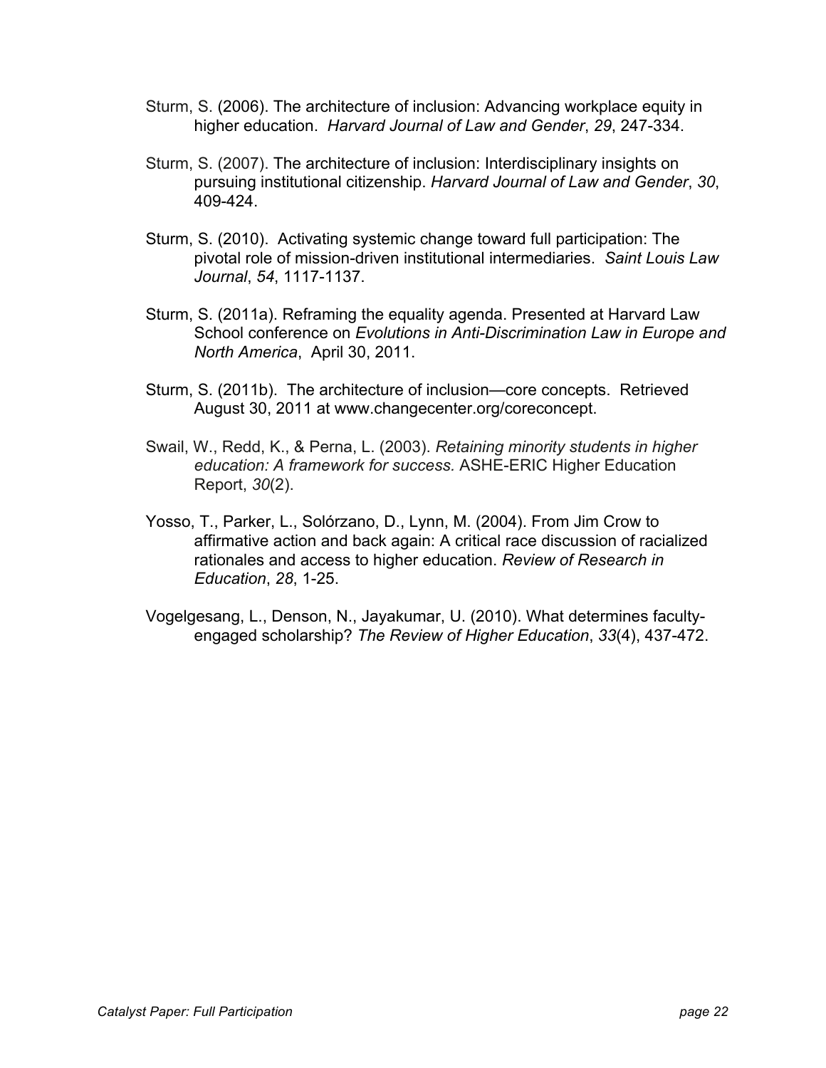Sturm, S. (2006). The architecture of inclusion: Advancing workplace equity in higher education. *Harvard Journal of Law and Gender*, *29*, 247-334.

Sturm, S. (2007). The architecture of inclusion: Interdisciplinary insights on pursuing institutional citizenship. *Harvard Journal of Law and Gender*, *30*, 409-424.

Sturm, S. (2010). Activating systemic change toward full participation: The pivotal role of mission-driven institutional intermediaries. *Saint Louis Law Journal*, *54*, 1117-1137.

Sturm, S. (2011a). Reframing the equality agenda. Presented at Harvard Law School conference on *Evolutions in Anti-Discrimination Law in Europe and North America*, April 30, 2011.

Sturm, S. (2011b). The architecture of inclusion—core concepts. Retrieved August 30, 2011 at www.changecenter.org/coreconcept.

Swail, W., Redd, K., & Perna, L. (2003). *Retaining minority students in higher education: A framework for success.* ASHE-ERIC Higher Education Report, *30*(2).

Yosso, T., Parker, L., Solórzano, D., Lynn, M. (2004). From Jim Crow to affirmative action and back again: A critical race discussion of racialized rationales and access to higher education. *Review of Research in Education*, *28*, 1-25.

Vogelgesang, L., Denson, N., Jayakumar, U. (2010). What determines faculty-engaged scholarship? *The Review of Higher Education*, *33*(4), 437-472.